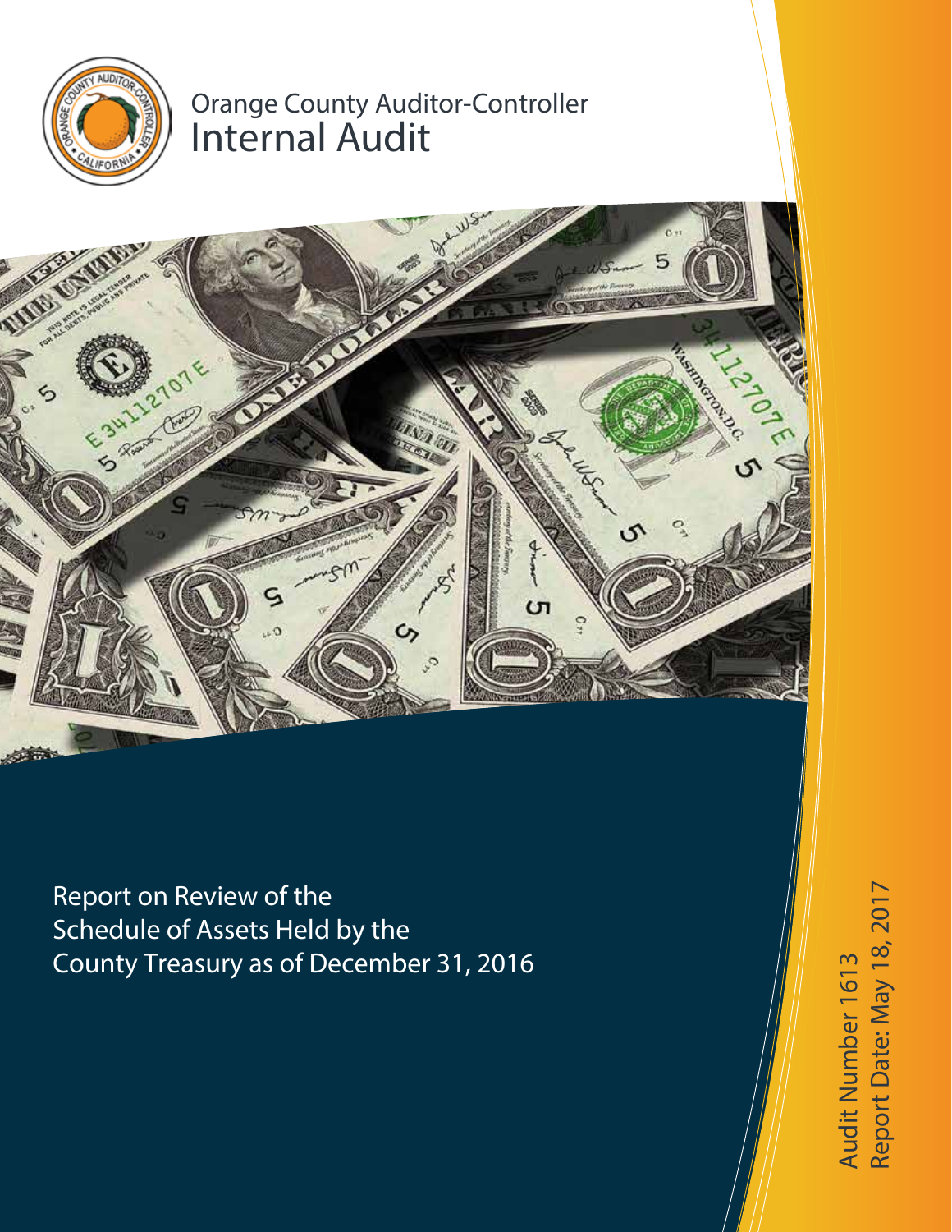# Orange County Auditor-Controller
# Internal Audit

Report on Review of the
Schedule of Assets Held by the
County Treasury as of December 31, 2016

Audit Number 1613
Report Date: May 18, 2017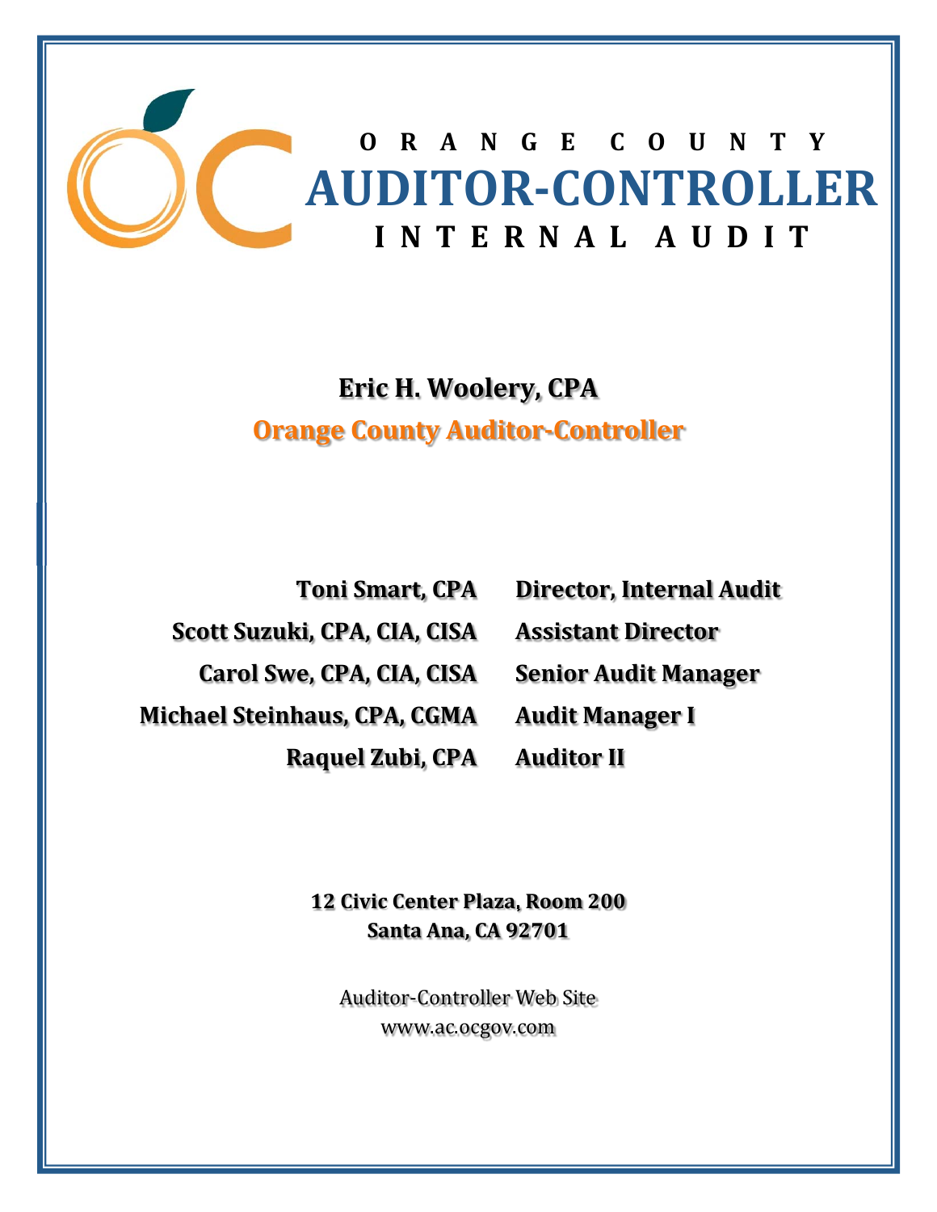# ORANGE COUNTY
# AUDITOR-CONTROLLER
## INTERNAL AUDIT

**Eric H. Woolery, CPA**

**Orange County Auditor-Controller**

| | |
|---|---|
| **Toni Smart, CPA** | **Director, Internal Audit** |
| **Scott Suzuki, CPA, CIA, CISA** | **Assistant Director** |
| **Carol Swe, CPA, CIA, CISA** | **Senior Audit Manager** |
| **Michael Steinhaus, CPA, CGMA** | **Audit Manager I** |
| **Raquel Zubi, CPA** | **Auditor II** |

**12 Civic Center Plaza, Room 200**
**Santa Ana, CA 92701**

Auditor-Controller Web Site
www.ac.ocgov.com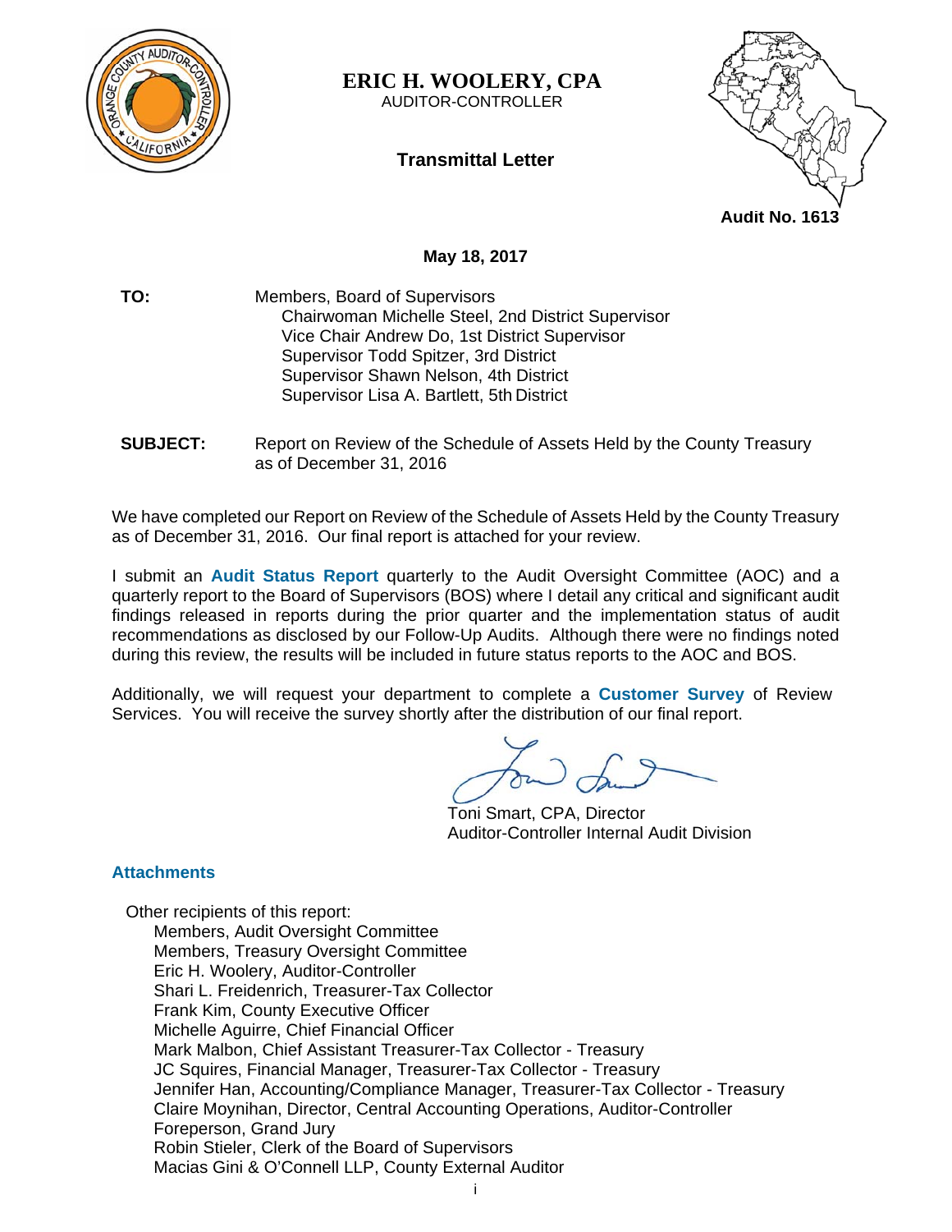**ERIC H. WOOLERY, CPA**
AUDITOR-CONTROLLER

**Transmittal Letter**

**Audit No. 1613**

**May 18, 2017**

| | |
|---|---|
| **TO:** | Members, Board of Supervisors<br>Chairwoman Michelle Steel, 2nd District Supervisor<br>Vice Chair Andrew Do, 1st District Supervisor<br>Supervisor Todd Spitzer, 3rd District<br>Supervisor Shawn Nelson, 4th District<br>Supervisor Lisa A. Bartlett, 5th District |
| **SUBJECT:** | Report on Review of the Schedule of Assets Held by the County Treasury as of December 31, 2016 |

We have completed our Report on Review of the Schedule of Assets Held by the County Treasury as of December 31, 2016. Our final report is attached for your review.

I submit an **Audit Status Report** quarterly to the Audit Oversight Committee (AOC) and a quarterly report to the Board of Supervisors (BOS) where I detail any critical and significant audit findings released in reports during the prior quarter and the implementation status of audit recommendations as disclosed by our Follow-Up Audits. Although there were no findings noted during this review, the results will be included in future status reports to the AOC and BOS.

Additionally, we will request your department to complete a **Customer Survey** of Review Services. You will receive the survey shortly after the distribution of our final report.

Toni Smart, CPA, Director
Auditor-Controller Internal Audit Division

**Attachments**

Other recipients of this report:
- Members, Audit Oversight Committee
- Members, Treasury Oversight Committee
- Eric H. Woolery, Auditor-Controller
- Shari L. Freidenrich, Treasurer-Tax Collector
- Frank Kim, County Executive Officer
- Michelle Aguirre, Chief Financial Officer
- Mark Malbon, Chief Assistant Treasurer-Tax Collector - Treasury
- JC Squires, Financial Manager, Treasurer-Tax Collector - Treasury
- Jennifer Han, Accounting/Compliance Manager, Treasurer-Tax Collector - Treasury
- Claire Moynihan, Director, Central Accounting Operations, Auditor-Controller
- Foreperson, Grand Jury
- Robin Stieler, Clerk of the Board of Supervisors
- Macias Gini & O'Connell LLP, County External Auditor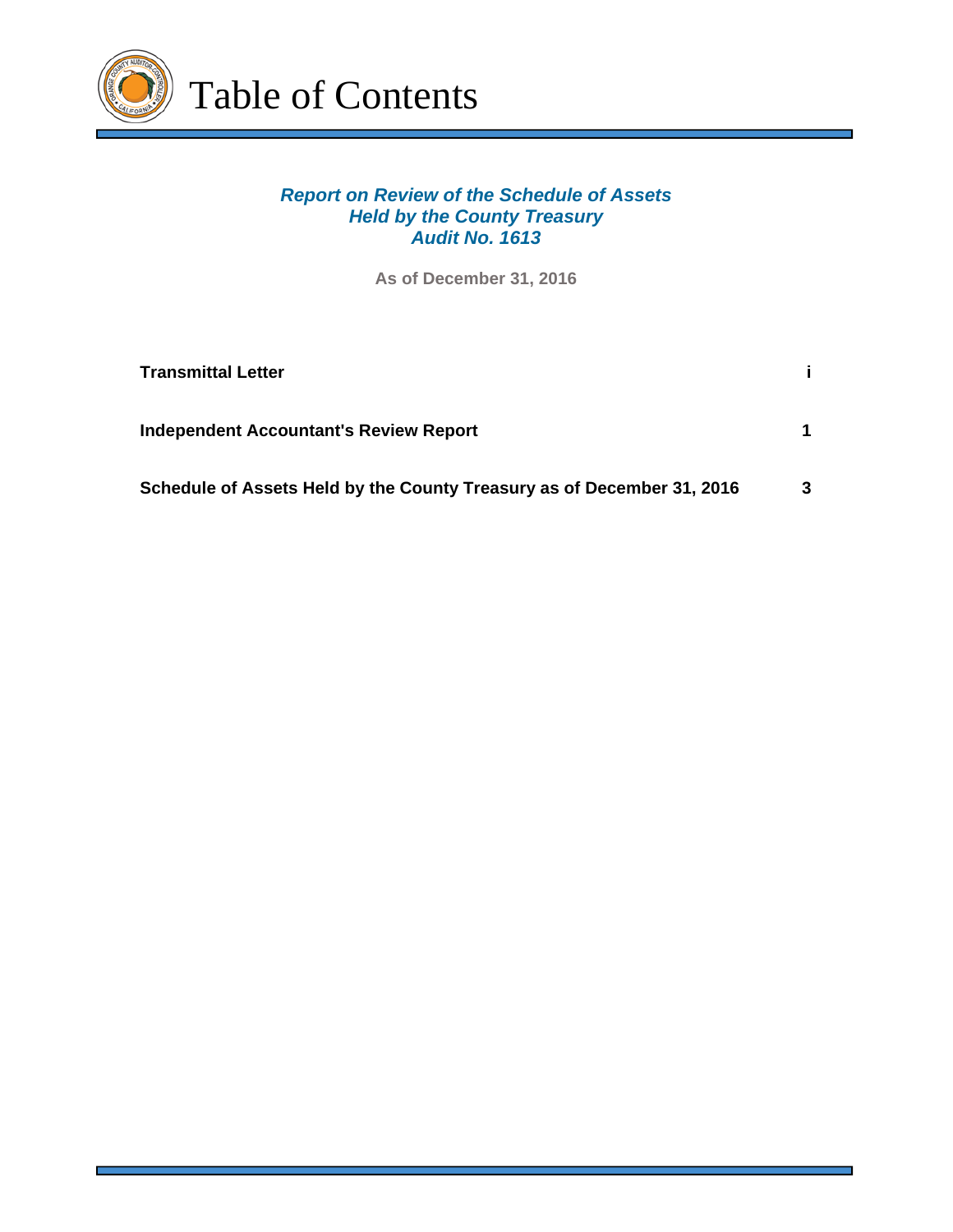# Table of Contents

***Report on Review of the Schedule of Assets Held by the County Treasury Audit No. 1613***

**As of December 31, 2016**

| | |
|---|---|
| **Transmittal Letter** | **i** |
| **Independent Accountant's Review Report** | **1** |
| **Schedule of Assets Held by the County Treasury as of December 31, 2016** | **3** |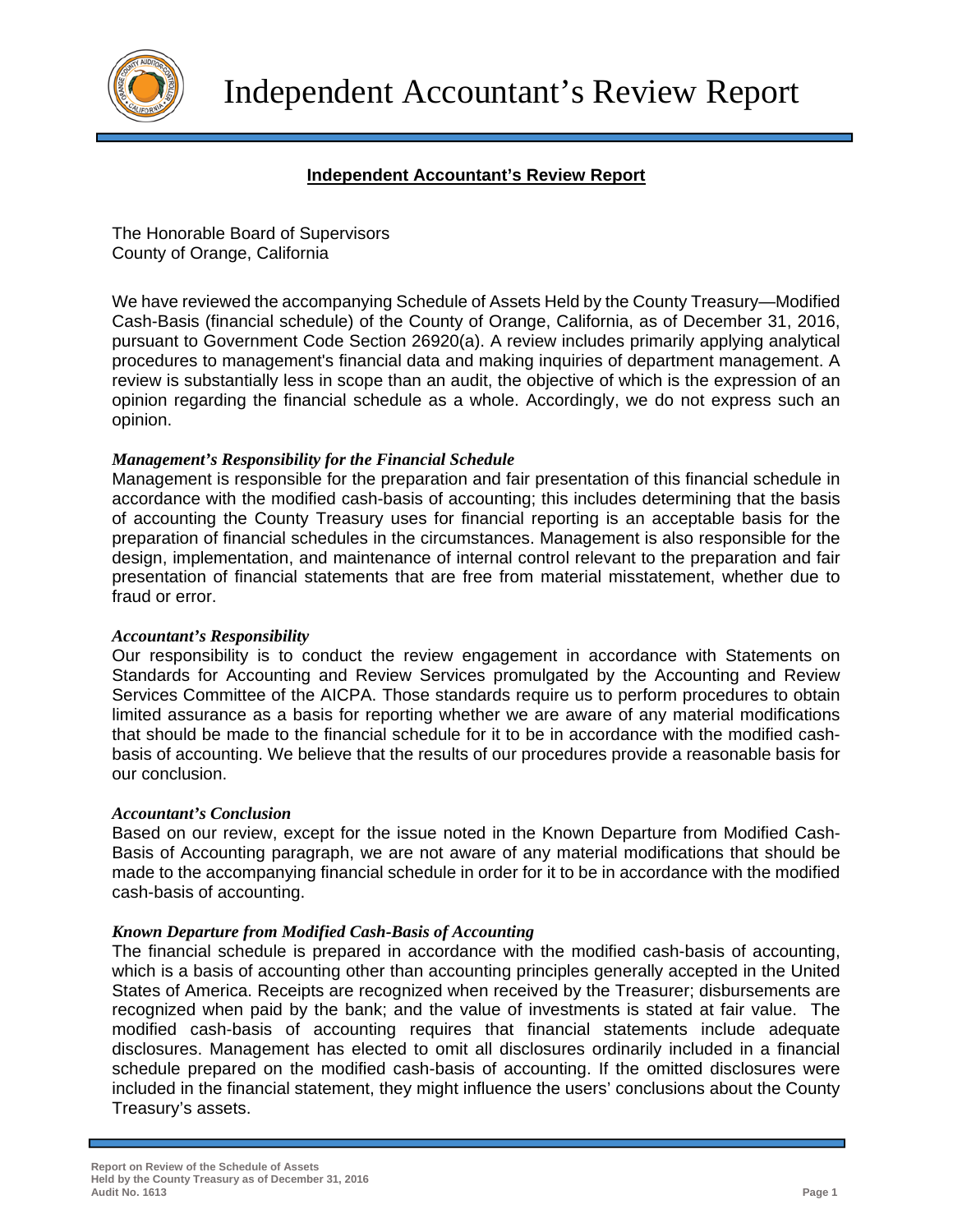# Independent Accountant's Review Report

**Independent Accountant's Review Report**

The Honorable Board of Supervisors
County of Orange, California

We have reviewed the accompanying Schedule of Assets Held by the County Treasury—Modified Cash-Basis (financial schedule) of the County of Orange, California, as of December 31, 2016, pursuant to Government Code Section 26920(a). A review includes primarily applying analytical procedures to management's financial data and making inquiries of department management. A review is substantially less in scope than an audit, the objective of which is the expression of an opinion regarding the financial schedule as a whole. Accordingly, we do not express such an opinion.

***Management's Responsibility for the Financial Schedule***

Management is responsible for the preparation and fair presentation of this financial schedule in accordance with the modified cash-basis of accounting; this includes determining that the basis of accounting the County Treasury uses for financial reporting is an acceptable basis for the preparation of financial schedules in the circumstances. Management is also responsible for the design, implementation, and maintenance of internal control relevant to the preparation and fair presentation of financial statements that are free from material misstatement, whether due to fraud or error.

***Accountant's Responsibility***

Our responsibility is to conduct the review engagement in accordance with Statements on Standards for Accounting and Review Services promulgated by the Accounting and Review Services Committee of the AICPA. Those standards require us to perform procedures to obtain limited assurance as a basis for reporting whether we are aware of any material modifications that should be made to the financial schedule for it to be in accordance with the modified cash-basis of accounting. We believe that the results of our procedures provide a reasonable basis for our conclusion.

***Accountant's Conclusion***

Based on our review, except for the issue noted in the Known Departure from Modified Cash-Basis of Accounting paragraph, we are not aware of any material modifications that should be made to the accompanying financial schedule in order for it to be in accordance with the modified cash-basis of accounting.

***Known Departure from Modified Cash-Basis of Accounting***

The financial schedule is prepared in accordance with the modified cash-basis of accounting, which is a basis of accounting other than accounting principles generally accepted in the United States of America. Receipts are recognized when received by the Treasurer; disbursements are recognized when paid by the bank; and the value of investments is stated at fair value. The modified cash-basis of accounting requires that financial statements include adequate disclosures. Management has elected to omit all disclosures ordinarily included in a financial schedule prepared on the modified cash-basis of accounting. If the omitted disclosures were included in the financial statement, they might influence the users' conclusions about the County Treasury's assets.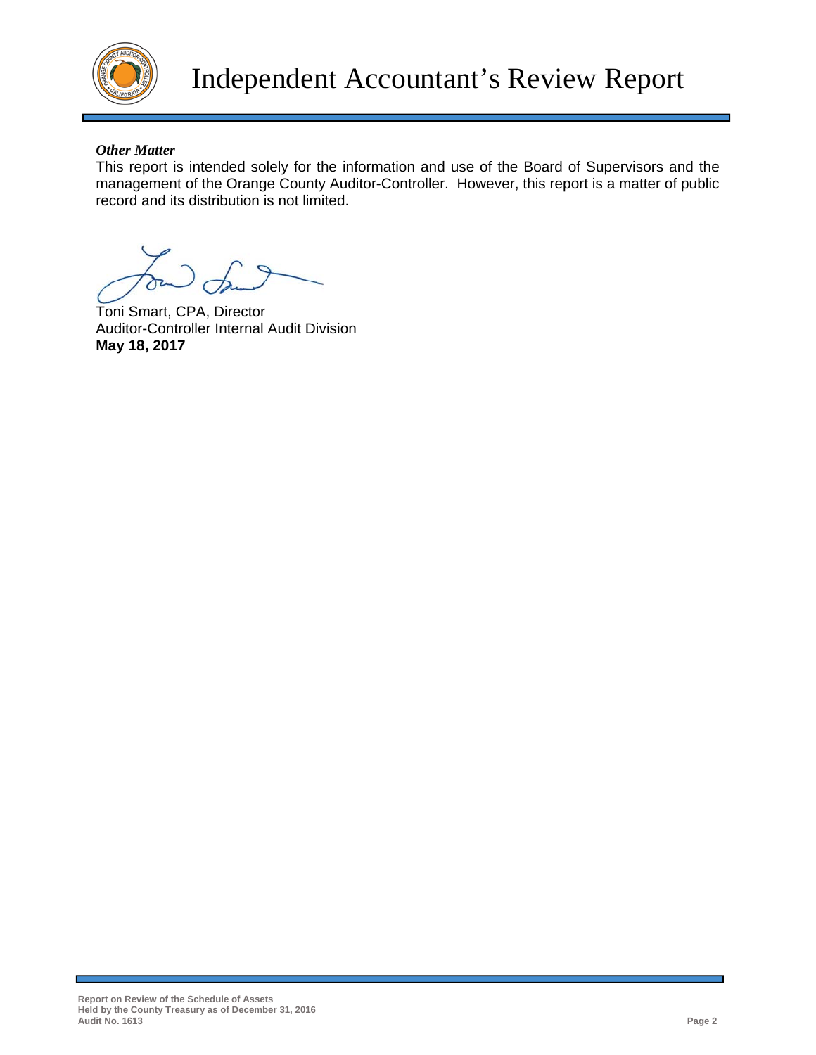# Independent Accountant's Review Report

***Other Matter***

This report is intended solely for the information and use of the Board of Supervisors and the management of the Orange County Auditor-Controller. However, this report is a matter of public record and its distribution is not limited.

Toni Smart, CPA, Director
Auditor-Controller Internal Audit Division
**May 18, 2017**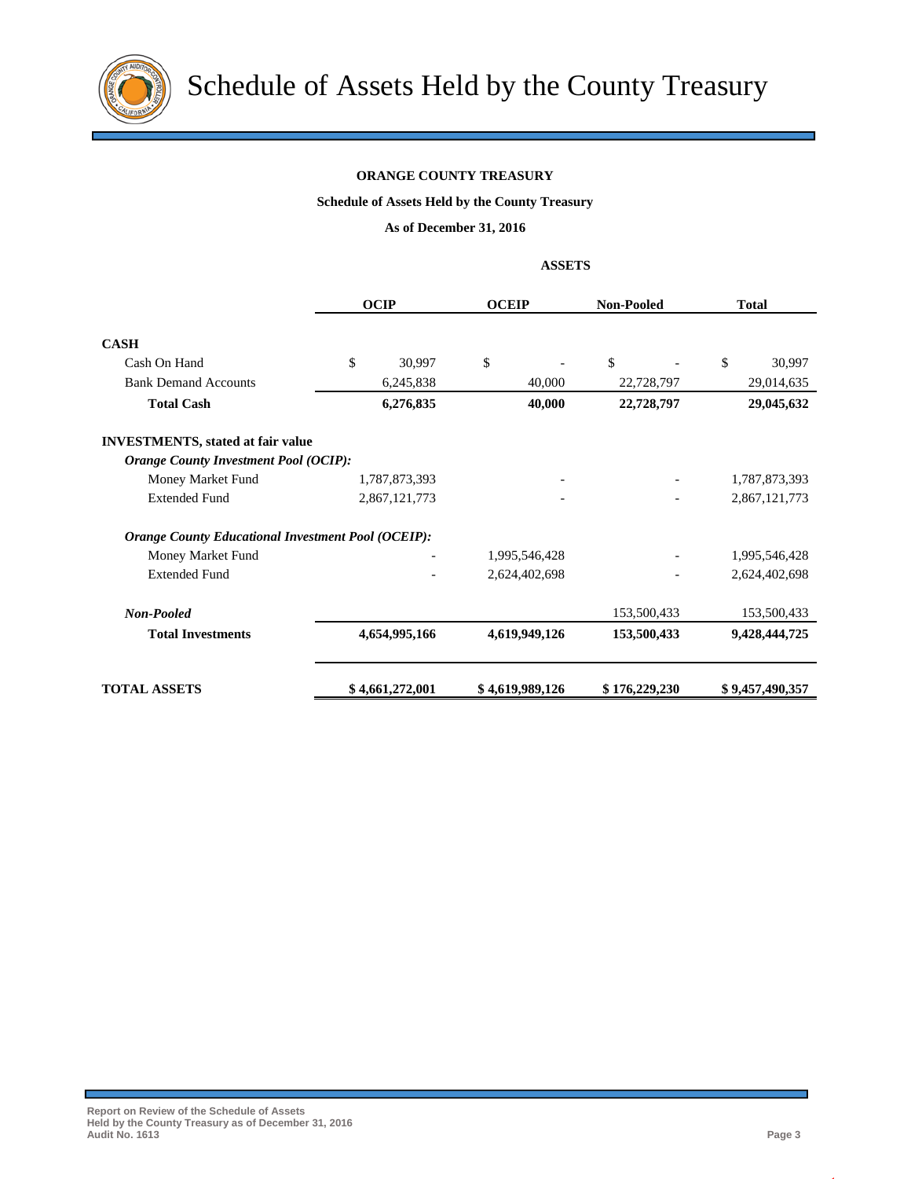# Schedule of Assets Held by the County Treasury

**ORANGE COUNTY TREASURY**

**Schedule of Assets Held by the County Treasury**

**As of December 31, 2016**

**ASSETS**

| | OCIP | OCEIP | Non-Pooled | Total |
|---|---|---|---|---|
| **CASH** | | | | |
| Cash On Hand | $ 30,997 | $ - | $ - | $ 30,997 |
| Bank Demand Accounts | 6,245,838 | 40,000 | 22,728,797 | 29,014,635 |
| **Total Cash** | **6,276,835** | **40,000** | **22,728,797** | **29,045,632** |
| **INVESTMENTS, stated at fair value** | | | | |
| ***Orange County Investment Pool (OCIP):*** | | | | |
| Money Market Fund | 1,787,873,393 | - | - | 1,787,873,393 |
| Extended Fund | 2,867,121,773 | - | - | 2,867,121,773 |
| ***Orange County Educational Investment Pool (OCEIP):*** | | | | |
| Money Market Fund | - | 1,995,546,428 | - | 1,995,546,428 |
| Extended Fund | - | 2,624,402,698 | - | 2,624,402,698 |
| ***Non-Pooled*** | | | 153,500,433 | 153,500,433 |
| **Total Investments** | **4,654,995,166** | **4,619,949,126** | **153,500,433** | **9,428,444,725** |
| **TOTAL ASSETS** | **$ 4,661,272,001** | **$ 4,619,989,126** | **$ 176,229,230** | **$ 9,457,490,357** |